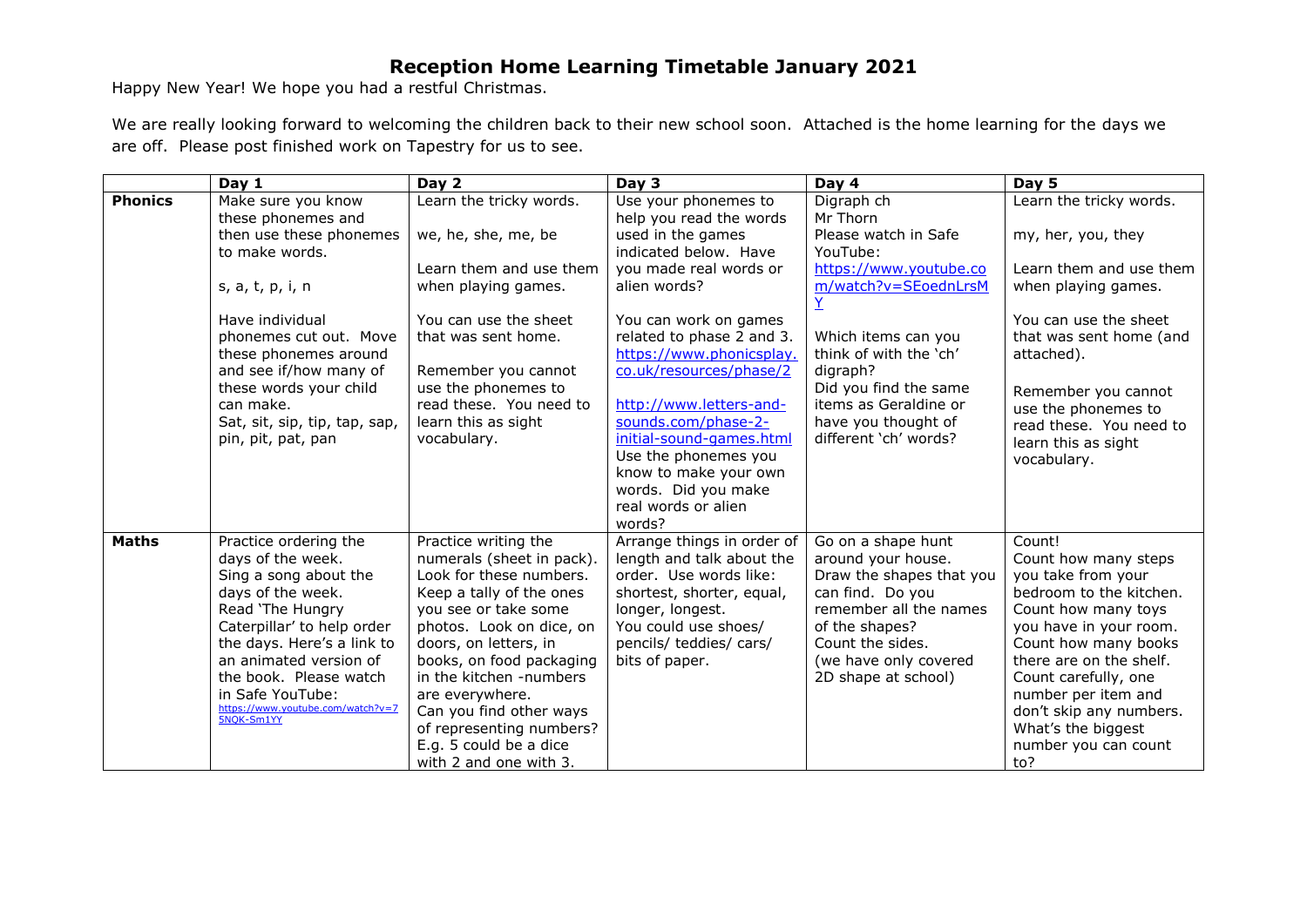# Reception Home Learning Timetable January 2021

Happy New Year! We hope you had a restful Christmas.

We are really looking forward to welcoming the children back to their new school soon. Attached is the home learning for the days we are off. Please post finished work on Tapestry for us to see.

| | Day 1 | Day 2 | Day 3 | Day 4 | Day 5 |
|---|---|---|---|---|---|
| **Phonics** | Make sure you know these phonemes and then use these phonemes to make words.<br><br>s, a, t, p, i, n<br><br>Have individual phonemes cut out. Move these phonemes around and see if/how many of these words your child can make.<br>Sat, sit, sip, tip, tap, sap, pin, pit, pat, pan | Learn the tricky words.<br><br>we, he, she, me, be<br><br>Learn them and use them when playing games.<br><br>You can use the sheet that was sent home.<br><br>Remember you cannot use the phonemes to read these. You need to learn this as sight vocabulary. | Use your phonemes to help you read the words used in the games indicated below. Have you made real words or alien words?<br><br>You can work on games related to phase 2 and 3.<br>https://www.phonicsplay.co.uk/resources/phase/2<br><br>http://www.letters-and-sounds.com/phase-2-initial-sound-games.html<br>Use the phonemes you know to make your own words. Did you make real words or alien words? | Digraph ch<br>Mr Thorn<br>Please watch in Safe YouTube:<br>https://www.youtube.com/watch?v=SEoednLrsMY<br><br>Which items can you think of with the 'ch' digraph?<br>Did you find the same items as Geraldine or have you thought of different 'ch' words? | Learn the tricky words.<br><br>my, her, you, they<br><br>Learn them and use them when playing games.<br><br>You can use the sheet that was sent home (and attached).<br><br>Remember you cannot use the phonemes to read these. You need to learn this as sight vocabulary. |
| **Maths** | Practice ordering the days of the week.<br>Sing a song about the days of the week.<br>Read 'The Hungry Caterpillar' to help order the days. Here's a link to an animated version of the book. Please watch in Safe YouTube:<br>https://www.youtube.com/watch?v=75NQK-Sm1YY | Practice writing the numerals (sheet in pack).<br>Look for these numbers. Keep a tally of the ones you see or take some photos. Look on dice, on doors, on letters, in books, on food packaging in the kitchen -numbers are everywhere.<br>Can you find other ways of representing numbers?<br>E.g. 5 could be a dice with 2 and one with 3. | Arrange things in order of length and talk about the order. Use words like: shortest, shorter, equal, longer, longest.<br>You could use shoes/ pencils/ teddies/ cars/ bits of paper. | Go on a shape hunt around your house.<br>Draw the shapes that you can find. Do you remember all the names of the shapes?<br>Count the sides.<br>(we have only covered 2D shape at school) | Count!<br>Count how many steps you take from your bedroom to the kitchen.<br>Count how many toys you have in your room.<br>Count how many books there are on the shelf.<br>Count carefully, one number per item and don't skip any numbers.<br>What's the biggest number you can count to? |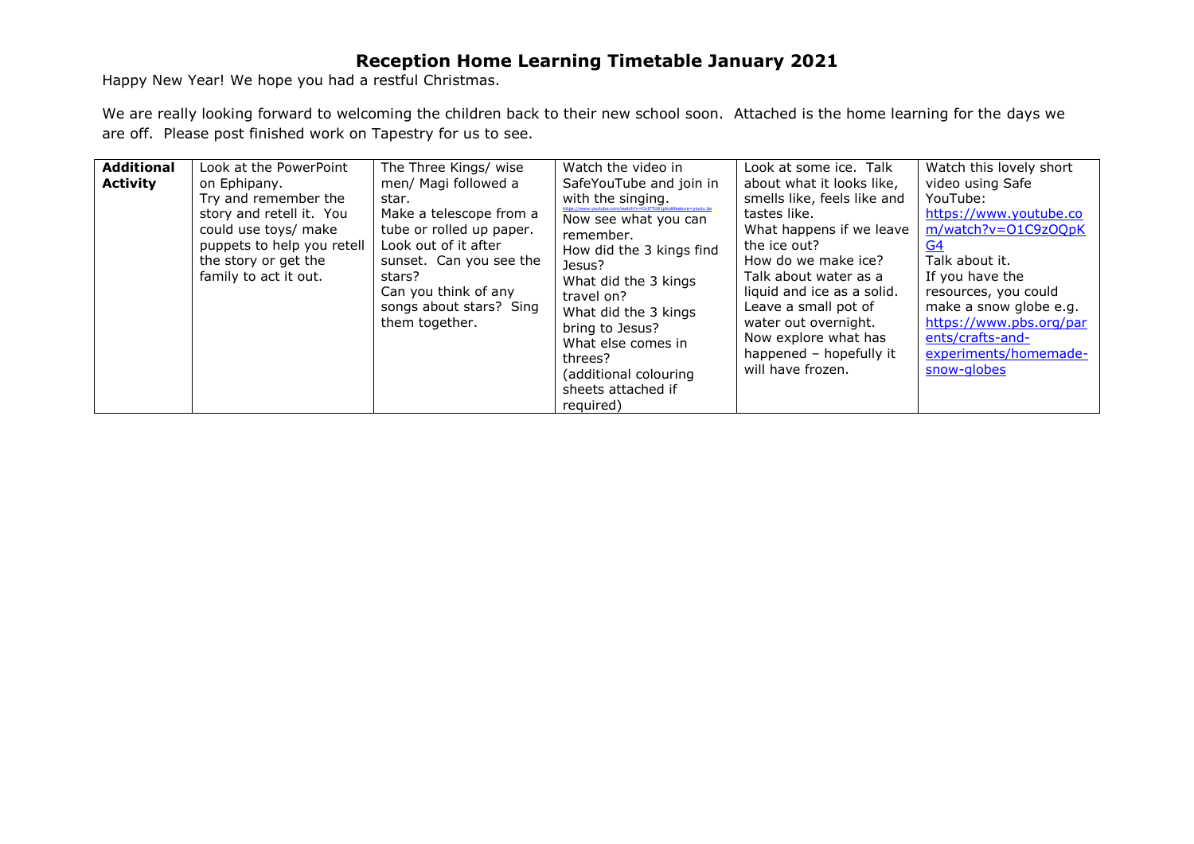## Reception Home Learning Timetable January 2021

Happy New Year! We hope you had a restful Christmas.

We are really looking forward to welcoming the children back to their new school soon. Attached is the home learning for the days we are off. Please post finished work on Tapestry for us to see.

| | | | | | |
|---|---|---|---|---|---|
| **Additional Activity** | Look at the PowerPoint on Ephipany.<br>Try and remember the story and retell it. You could use toys/ make puppets to help you retell the story or get the family to act it out. | The Three Kings/ wise men/ Magi followed a star.<br>Make a telescope from a tube or rolled up paper.<br>Look out of it after sunset. Can you see the stars?<br>Can you think of any songs about stars? Sing them together. | Watch the video in SafeYouTube and join in with the singing.<br>https://www.youtube.com/watch?v=QnFFtW1pko&feature=youtu.be<br>Now see what you can remember.<br>How did the 3 kings find Jesus?<br>What did the 3 kings travel on?<br>What did the 3 kings bring to Jesus?<br>What else comes in threes?<br>(additional colouring sheets attached if required) | Look at some ice. Talk about what it looks like, smells like, feels like and tastes like.<br>What happens if we leave the ice out?<br>How do we make ice?<br>Talk about water as a liquid and ice as a solid.<br>Leave a small pot of water out overnight.<br>Now explore what has happened – hopefully it will have frozen. | Watch this lovely short video using Safe YouTube:<br>https://www.youtube.com/watch?v=O1C9zOQpKG4<br>Talk about it.<br>If you have the resources, you could make a snow globe e.g.<br>https://www.pbs.org/parents/crafts-and-experiments/homemade-snow-globes |